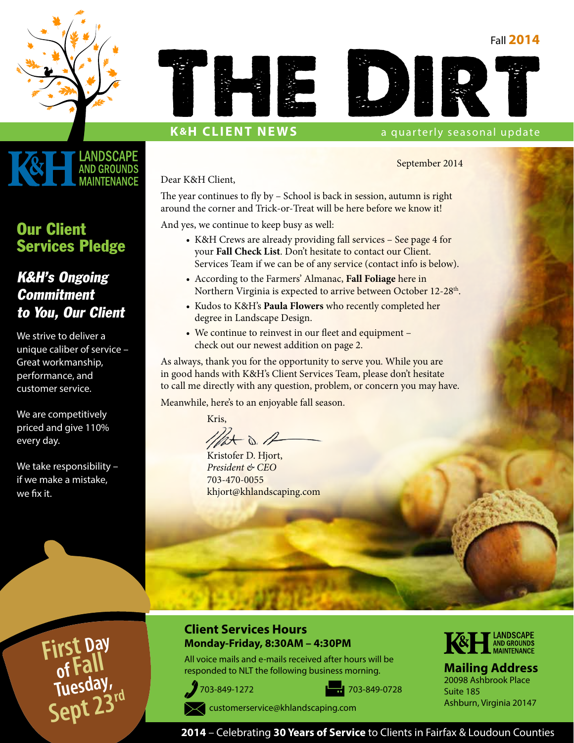Fall **2014**

# THE DIRT

**K&H CLIENT NEWS** a quarterly seasonal update

K&H LANDSCAPE AND GROUNDS MAINTENANCE

## Our Client Services Pledge

### *K&H's Ongoing Commitment to You, Our Client*

We strive to deliver a unique caliber of service – Great workmanship, performance, and customer service.

We are competitively priced and give 110% every day.

We take responsibility – if we make a mistake, we fix it.

September 2014

Dear K&H Client,

The year continues to fly by – School is back in session, autumn is right around the corner and Trick-or-Treat will be here before we know it!

And yes, we continue to keep busy as well:

- K&H Crews are already providing fall services – See page 4 for your **Fall Check List**. Don't hesitate to contact our Client. Services Team if we can be of any service (contact info is below).
- According to the Farmers' Almanac, **Fall Foliage** here in Northern Virginia is expected to arrive between October 12-28th.
- Kudos to K&H's **Paula Flowers** who recently completed her degree in Landscape Design.
- We continue to reinvest in our fleet and equipment – check out our newest addition on page 2.

As always, thank you for the opportunity to serve you. While you are in good hands with K&H's Client Services Team, please don't hesitate to call me directly with any question, problem, or concern you may have.

Meanwhile, here's to an enjoyable fall season.

Kris,

Kristofer D. Hjort,
*President & CEO*
703-470-0055
khjort@khlandscaping.com

**First Day of Fall Tuesday, Sept 23rd**

### Client Services Hours

**Monday-Friday, 8:30AM – 4:30PM**

All voice mails and e-mails received after hours will be responded to NLT the following business morning.

703-849-1272

703-849-0728

customerservice@khlandscaping.com

K&H LANDSCAPE AND GROUNDS MAINTENANCE

### Mailing Address

20098 Ashbrook Place
Suite 185
Ashburn, Virginia 20147

**2014** – Celebrating **30 Years of Service** to Clients in Fairfax & Loudoun Counties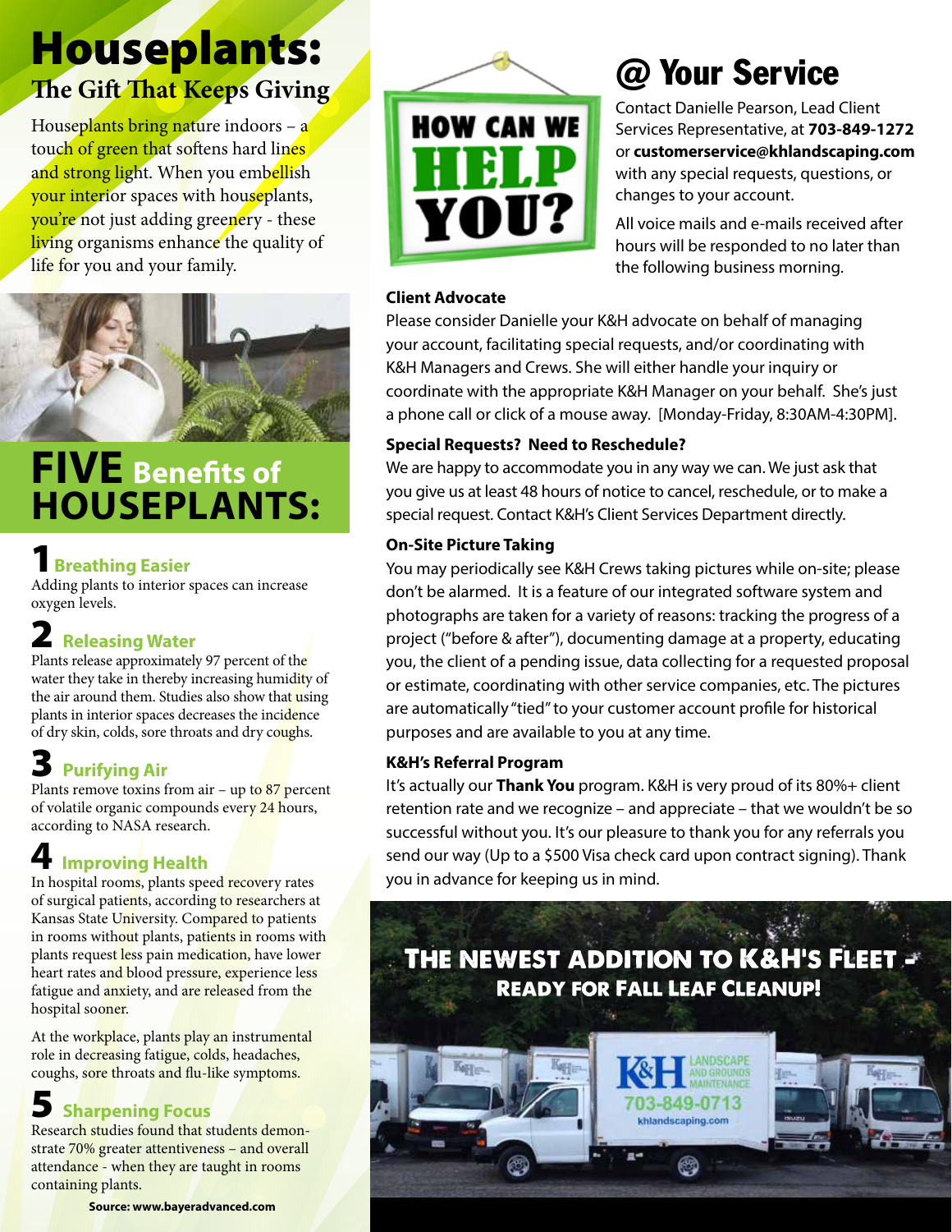# Houseplants:

## The Gift That Keeps Giving

Houseplants bring nature indoors – a touch of green that softens hard lines and strong light. When you embellish your interior spaces with houseplants, you're not just adding greenery - these living organisms enhance the quality of life for you and your family.

## FIVE Benefits of HOUSEPLANTS:

### 1 Breathing Easier

Adding plants to interior spaces can increase oxygen levels.

### 2 Releasing Water

Plants release approximately 97 percent of the water they take in thereby increasing humidity of the air around them. Studies also show that using plants in interior spaces decreases the incidence of dry skin, colds, sore throats and dry coughs.

### 3 Purifying Air

Plants remove toxins from air – up to 87 percent of volatile organic compounds every 24 hours, according to NASA research.

### 4 Improving Health

In hospital rooms, plants speed recovery rates of surgical patients, according to researchers at Kansas State University. Compared to patients in rooms without plants, patients in rooms with plants request less pain medication, have lower heart rates and blood pressure, experience less fatigue and anxiety, and are released from the hospital sooner.

At the workplace, plants play an instrumental role in decreasing fatigue, colds, headaches, coughs, sore throats and flu-like symptoms.

### 5 Sharpening Focus

Research studies found that students demonstrate 70% greater attentiveness – and overall attendance - when they are taught in rooms containing plants.

**Source: www.bayeradvanced.com**

HOW CAN WE HELP YOU?

# @ Your Service

Contact Danielle Pearson, Lead Client Services Representative, at **703-849-1272** or **customerservice@khlandscaping.com** with any special requests, questions, or changes to your account.

All voice mails and e-mails received after hours will be responded to no later than the following business morning.

**Client Advocate**

Please consider Danielle your K&H advocate on behalf of managing your account, facilitating special requests, and/or coordinating with K&H Managers and Crews. She will either handle your inquiry or coordinate with the appropriate K&H Manager on your behalf. She's just a phone call or click of a mouse away. [Monday-Friday, 8:30AM-4:30PM].

**Special Requests? Need to Reschedule?**

We are happy to accommodate you in any way we can. We just ask that you give us at least 48 hours of notice to cancel, reschedule, or to make a special request. Contact K&H's Client Services Department directly.

**On-Site Picture Taking**

You may periodically see K&H Crews taking pictures while on-site; please don't be alarmed. It is a feature of our integrated software system and photographs are taken for a variety of reasons: tracking the progress of a project ("before & after"), documenting damage at a property, educating you, the client of a pending issue, data collecting for a requested proposal or estimate, coordinating with other service companies, etc. The pictures are automatically "tied" to your customer account profile for historical purposes and are available to you at any time.

**K&H's Referral Program**

It's actually our **Thank You** program. K&H is very proud of its 80%+ client retention rate and we recognize – and appreciate – that we wouldn't be so successful without you. It's our pleasure to thank you for any referrals you send our way (Up to a $500 Visa check card upon contract signing). Thank you in advance for keeping us in mind.

## The Newest Addition to K&H's Fleet - Ready for Fall Leaf Cleanup!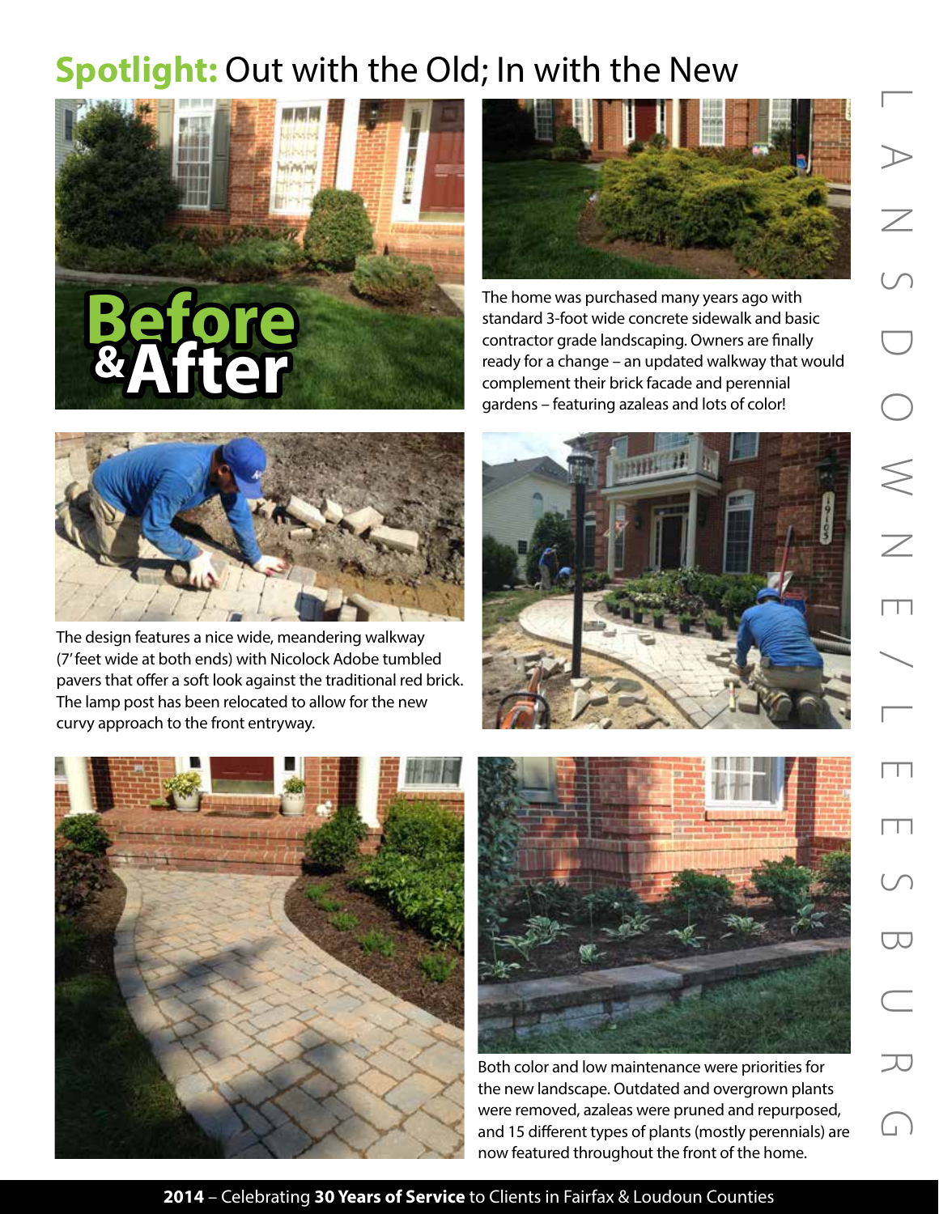## **Spotlight:** Out with the Old; In with the New

The home was purchased many years ago with standard 3-foot wide concrete sidewalk and basic contractor grade landscaping. Owners are finally ready for a change – an updated walkway that would complement their brick facade and perennial gardens – featuring azaleas and lots of color!

The design features a nice wide, meandering walkway (7' feet wide at both ends) with Nicolock Adobe tumbled pavers that offer a soft look against the traditional red brick. The lamp post has been relocated to allow for the new curvy approach to the front entryway.

Both color and low maintenance were priorities for the new landscape. Outdated and overgrown plants were removed, azaleas were pruned and repurposed, and 15 different types of plants (mostly perennials) are now featured throughout the front of the home.

**2014** – Celebrating **30 Years of Service** to Clients in Fairfax & Loudoun Counties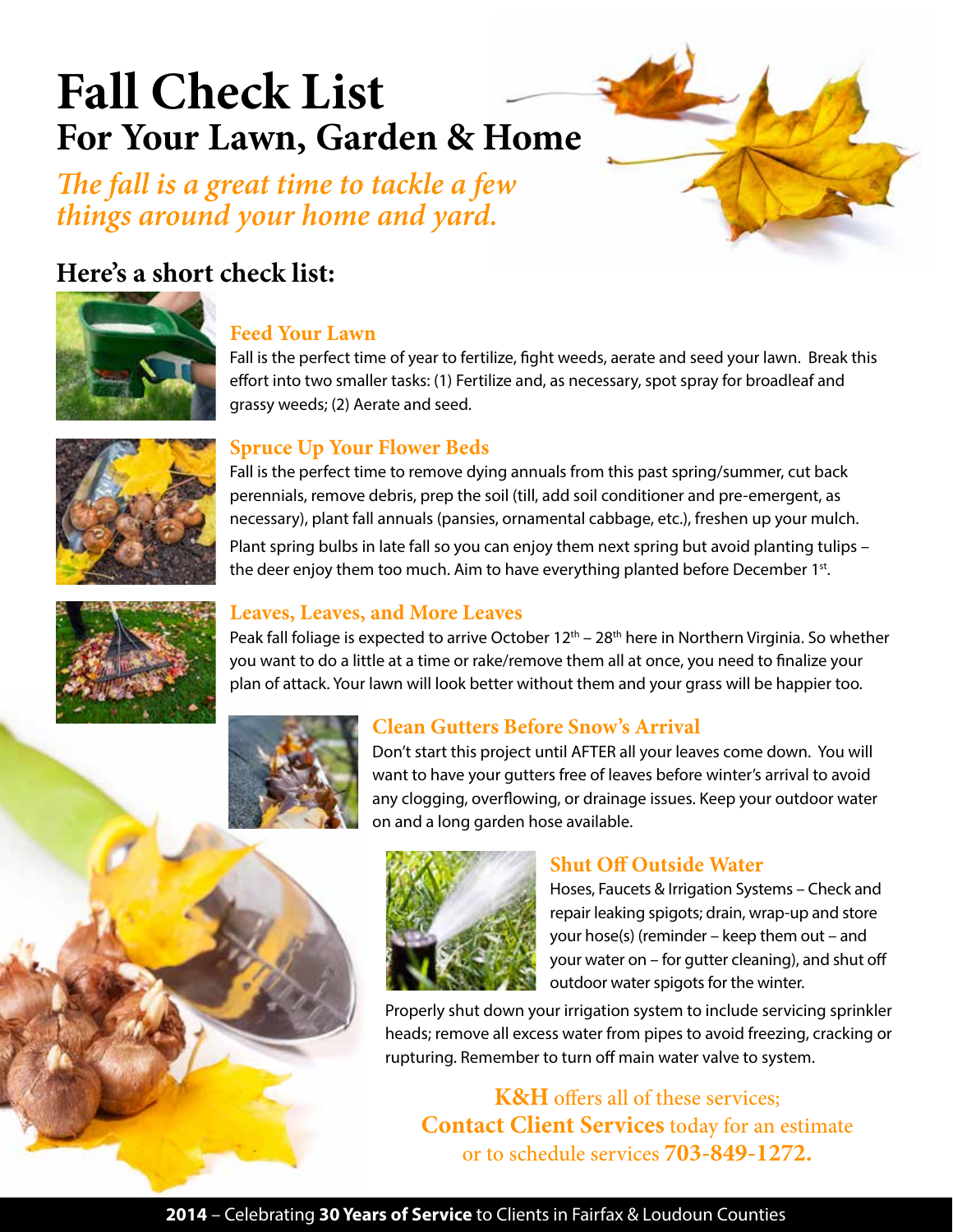# Fall Check List

## For Your Lawn, Garden & Home

*The fall is a great time to tackle a few things around your home and yard.*

### Here's a short check list:

#### Feed Your Lawn

Fall is the perfect time of year to fertilize, fight weeds, aerate and seed your lawn. Break this effort into two smaller tasks: (1) Fertilize and, as necessary, spot spray for broadleaf and grassy weeds; (2) Aerate and seed.

#### Spruce Up Your Flower Beds

Fall is the perfect time to remove dying annuals from this past spring/summer, cut back perennials, remove debris, prep the soil (till, add soil conditioner and pre-emergent, as necessary), plant fall annuals (pansies, ornamental cabbage, etc.), freshen up your mulch.

Plant spring bulbs in late fall so you can enjoy them next spring but avoid planting tulips – the deer enjoy them too much. Aim to have everything planted before December 1st.

#### Leaves, Leaves, and More Leaves

Peak fall foliage is expected to arrive October 12th – 28th here in Northern Virginia. So whether you want to do a little at a time or rake/remove them all at once, you need to finalize your plan of attack. Your lawn will look better without them and your grass will be happier too.

#### Clean Gutters Before Snow's Arrival

Don't start this project until AFTER all your leaves come down. You will want to have your gutters free of leaves before winter's arrival to avoid any clogging, overflowing, or drainage issues. Keep your outdoor water on and a long garden hose available.

#### Shut Off Outside Water

Hoses, Faucets & Irrigation Systems – Check and repair leaking spigots; drain, wrap-up and store your hose(s) (reminder – keep them out – and your water on – for gutter cleaning), and shut off outdoor water spigots for the winter.

Properly shut down your irrigation system to include servicing sprinkler heads; remove all excess water from pipes to avoid freezing, cracking or rupturing. Remember to turn off main water valve to system.

**K&H** offers all of these services;
**Contact Client Services** today for an estimate or to schedule services **703-849-1272.**

**2014** – Celebrating **30 Years of Service** to Clients in Fairfax & Loudoun Counties